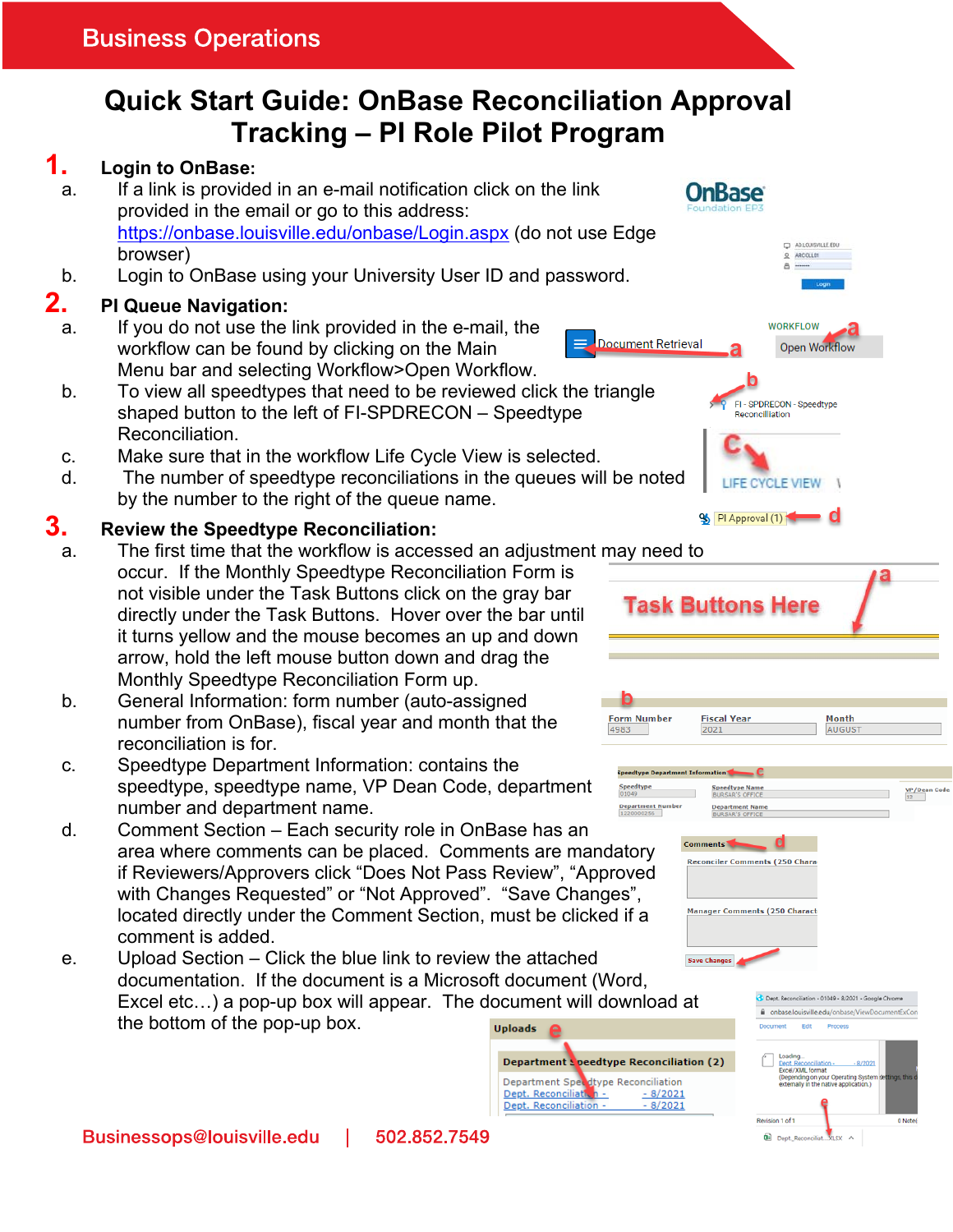Business Operations

# Quick Start Guide: OnBase Reconciliation Approval Tracking – PI Role Pilot Program

## 1. Login to OnBase:

a. If a link is provided in an e-mail notification click on the link provided in the email or go to this address: https://onbase.louisville.edu/onbase/Login.aspx (do not use Edge browser)

b. Login to OnBase using your University User ID and password.

## 2. PI Queue Navigation:

a. If you do not use the link provided in the e-mail, the workflow can be found by clicking on the Main Menu bar and selecting Workflow>Open Workflow.

b. To view all speedtypes that need to be reviewed click the triangle shaped button to the left of FI-SPDRECON – Speedtype Reconciliation.

c. Make sure that in the workflow Life Cycle View is selected.

d. The number of speedtype reconciliations in the queues will be noted by the number to the right of the queue name.

## 3. Review the Speedtype Reconciliation:

a. The first time that the workflow is accessed an adjustment may need to occur. If the Monthly Speedtype Reconciliation Form is not visible under the Task Buttons click on the gray bar directly under the Task Buttons. Hover over the bar until it turns yellow and the mouse becomes an up and down arrow, hold the left mouse button down and drag the Monthly Speedtype Reconciliation Form up.

b. General Information: form number (auto-assigned number from OnBase), fiscal year and month that the reconciliation is for.

c. Speedtype Department Information: contains the speedtype, speedtype name, VP Dean Code, department number and department name.

d. Comment Section – Each security role in OnBase has an area where comments can be placed. Comments are mandatory if Reviewers/Approvers click "Does Not Pass Review", "Approved with Changes Requested" or "Not Approved". "Save Changes", located directly under the Comment Section, must be clicked if a comment is added.

e. Upload Section – Click the blue link to review the attached documentation. If the document is a Microsoft document (Word, Excel etc…) a pop-up box will appear. The document will download at the bottom of the pop-up box.

Businessops@louisville.edu | 502.852.7549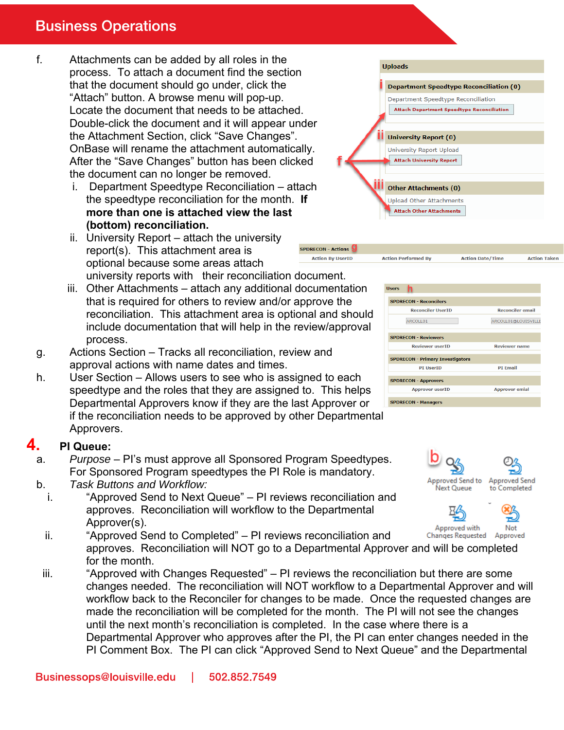f. Attachments can be added by all roles in the process. To attach a document find the section that the document should go under, click the "Attach" button. A browse menu will pop-up. Locate the document that needs to be attached. Double-click the document and it will appear under the Attachment Section, click "Save Changes". OnBase will rename the attachment automatically. After the "Save Changes" button has been clicked the document can no longer be removed.

   i. Department Speedtype Reconciliation – attach the speedtype reconciliation for the month. **If more than one is attached view the last (bottom) reconciliation.**

   ii. University Report – attach the university report(s). This attachment area is optional because some areas attach university reports with their reconciliation document.

   iii. Other Attachments – attach any additional documentation that is required for others to review and/or approve the reconciliation. This attachment area is optional and should include documentation that will help in the review/approval process.

g. Actions Section – Tracks all reconciliation, review and approval actions with name dates and times.

h. User Section – Allows users to see who is assigned to each speedtype and the roles that they are assigned to. This helps Departmental Approvers know if they are the last Approver or if the reconciliation needs to be approved by other Departmental Approvers.

## 4. PI Queue:

a. *Purpose* – PI's must approve all Sponsored Program Speedtypes. For Sponsored Program speedtypes the PI Role is mandatory.

b. *Task Buttons and Workflow:*

   i. "Approved Send to Next Queue" – PI reviews reconciliation and approves. Reconciliation will workflow to the Departmental Approver(s).

   ii. "Approved Send to Completed" – PI reviews reconciliation and approves. Reconciliation will NOT go to a Departmental Approver and will be completed for the month.

   iii. "Approved with Changes Requested" – PI reviews the reconciliation but there are some changes needed. The reconciliation will NOT workflow to a Departmental Approver and will workflow back to the Reconciler for changes to be made. Once the requested changes are made the reconciliation will be completed for the month. The PI will not see the changes until the next month's reconciliation is completed. In the case where there is a Departmental Approver who approves after the PI, the PI can enter changes needed in the PI Comment Box. The PI can click "Approved Send to Next Queue" and the Departmental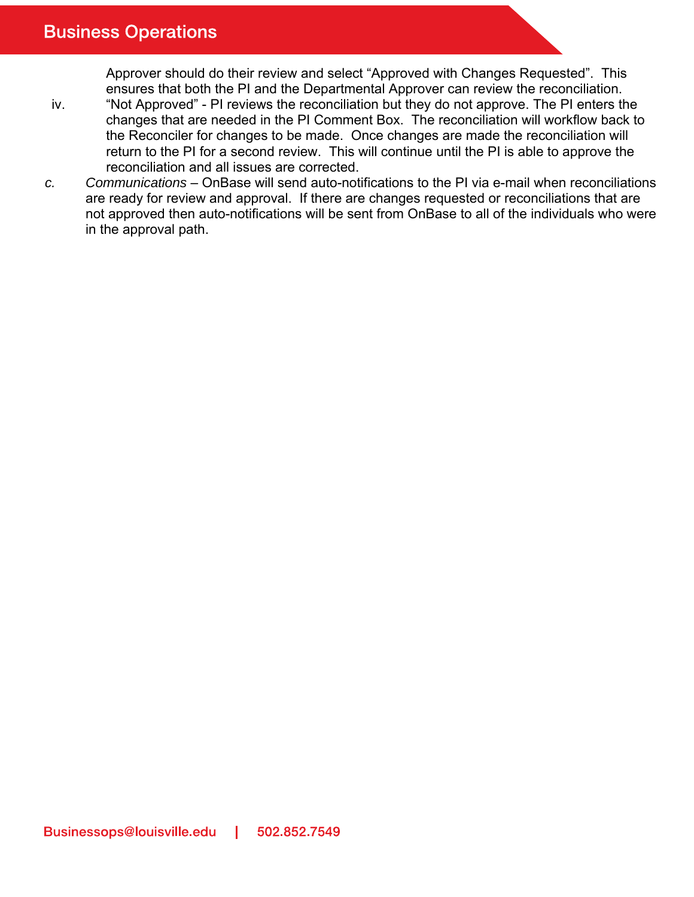Approver should do their review and select “Approved with Changes Requested”. This ensures that both the PI and the Departmental Approver can review the reconciliation.

iv. “Not Approved” - PI reviews the reconciliation but they do not approve. The PI enters the changes that are needed in the PI Comment Box. The reconciliation will workflow back to the Reconciler for changes to be made. Once changes are made the reconciliation will return to the PI for a second review. This will continue until the PI is able to approve the reconciliation and all issues are corrected.

*c.* *Communications* – OnBase will send auto-notifications to the PI via e-mail when reconciliations are ready for review and approval. If there are changes requested or reconciliations that are not approved then auto-notifications will be sent from OnBase to all of the individuals who were in the approval path.